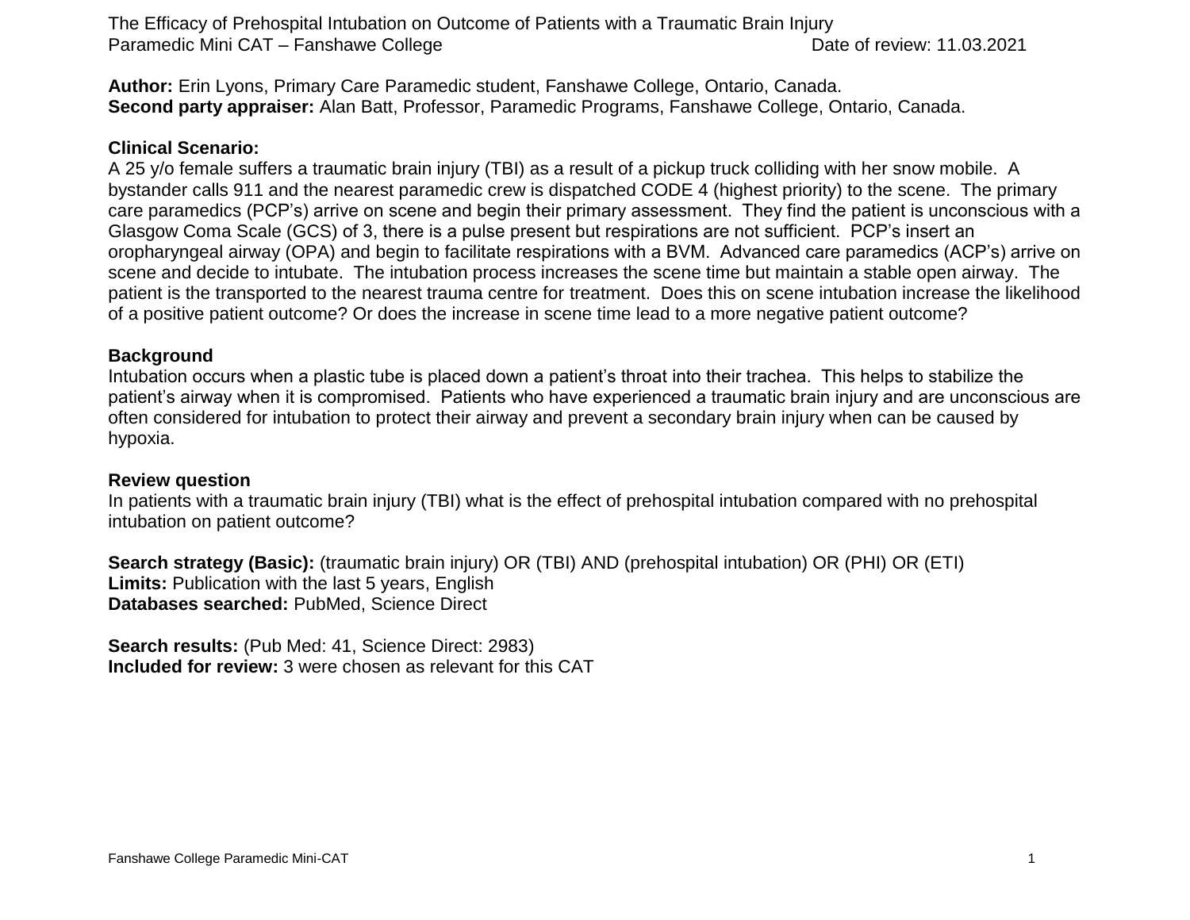# The Efficacy of Prehospital Intubation on Outcome of Patients with a Traumatic Brain Injury

Paramedic Mini CAT – Fanshawe College Date of review: 11.03.2021

**Author:** Erin Lyons, Primary Care Paramedic student, Fanshawe College, Ontario, Canada.
**Second party appraiser:** Alan Batt, Professor, Paramedic Programs, Fanshawe College, Ontario, Canada.

**Clinical Scenario:**
A 25 y/o female suffers a traumatic brain injury (TBI) as a result of a pickup truck colliding with her snow mobile. A bystander calls 911 and the nearest paramedic crew is dispatched CODE 4 (highest priority) to the scene. The primary care paramedics (PCP's) arrive on scene and begin their primary assessment. They find the patient is unconscious with a Glasgow Coma Scale (GCS) of 3, there is a pulse present but respirations are not sufficient. PCP's insert an oropharyngeal airway (OPA) and begin to facilitate respirations with a BVM. Advanced care paramedics (ACP's) arrive on scene and decide to intubate. The intubation process increases the scene time but maintain a stable open airway. The patient is the transported to the nearest trauma centre for treatment. Does this on scene intubation increase the likelihood of a positive patient outcome? Or does the increase in scene time lead to a more negative patient outcome?

**Background**
Intubation occurs when a plastic tube is placed down a patient's throat into their trachea. This helps to stabilize the patient's airway when it is compromised. Patients who have experienced a traumatic brain injury and are unconscious are often considered for intubation to protect their airway and prevent a secondary brain injury when can be caused by hypoxia.

**Review question**
In patients with a traumatic brain injury (TBI) what is the effect of prehospital intubation compared with no prehospital intubation on patient outcome?

**Search strategy (Basic):** (traumatic brain injury) OR (TBI) AND (prehospital intubation) OR (PHI) OR (ETI)
**Limits:** Publication with the last 5 years, English
**Databases searched:** PubMed, Science Direct

**Search results:** (Pub Med: 41, Science Direct: 2983)
**Included for review:** 3 were chosen as relevant for this CAT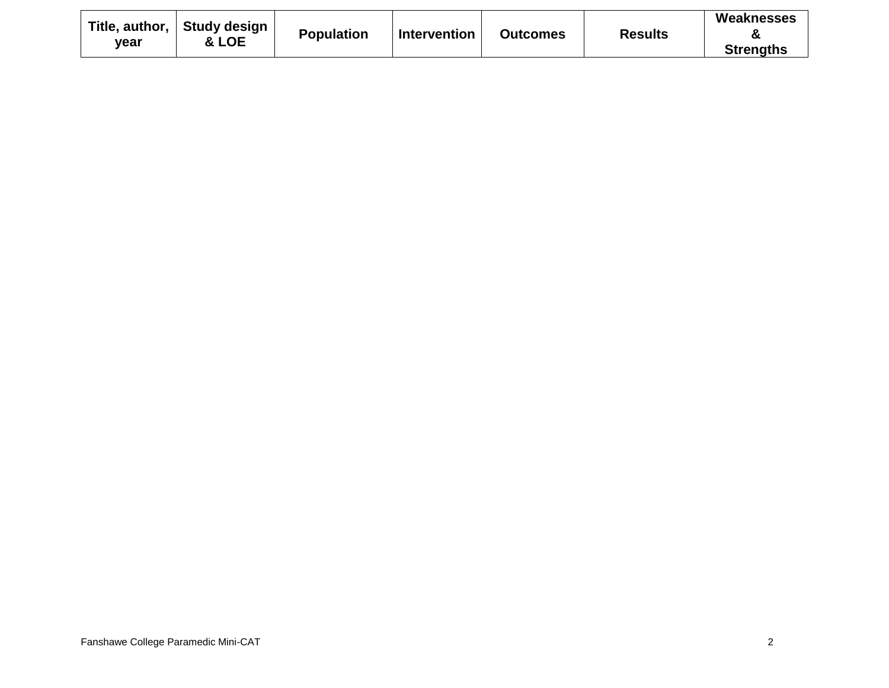| Title, author, year | Study design & LOE | Population | Intervention | Outcomes | Results | Weaknesses & Strengths |
|---|---|---|---|---|---|---|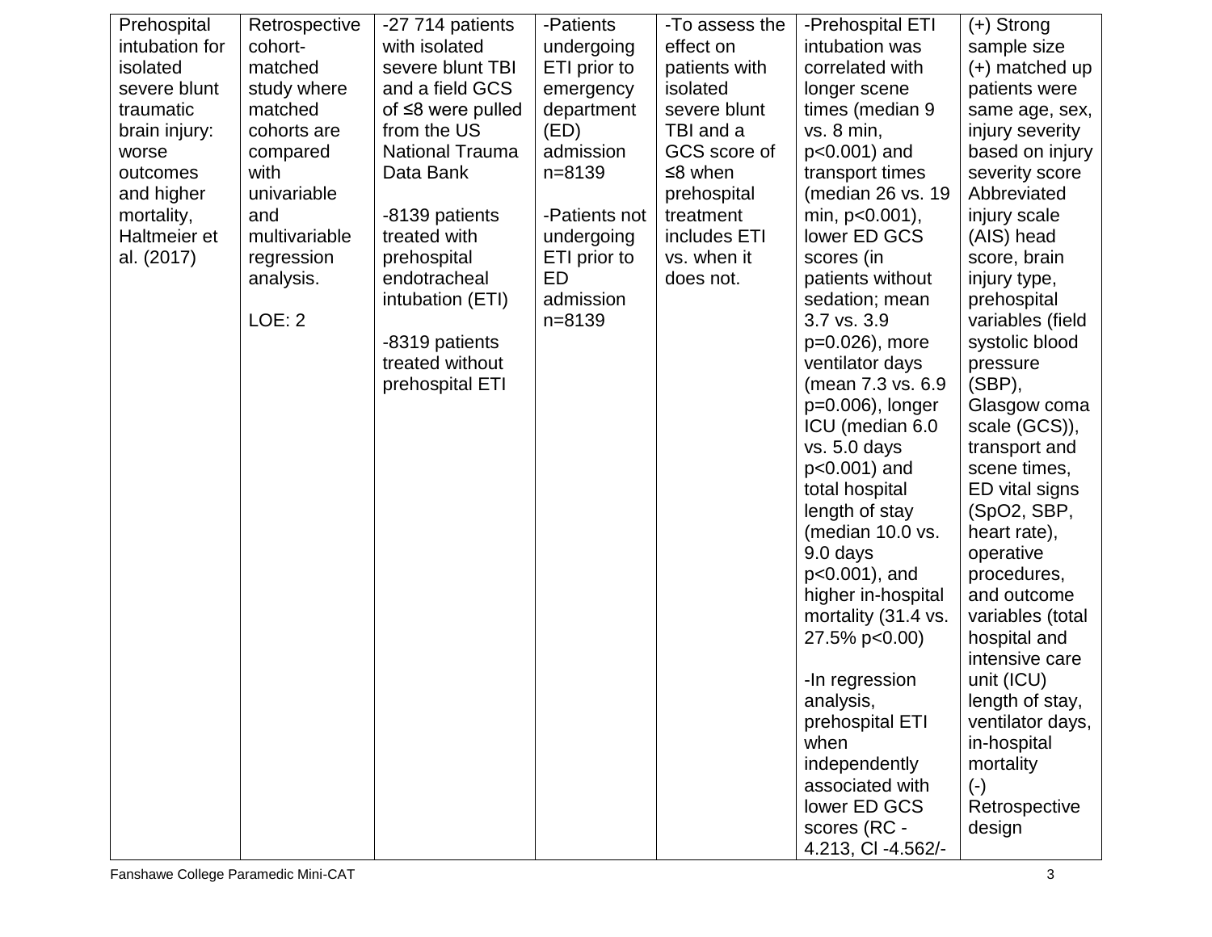| Prehospital intubation for isolated severe blunt traumatic brain injury: worse outcomes and higher mortality, Haltmeier et al. (2017) | Retrospective cohort-matched study where matched cohorts are compared with univariable and multivariable regression analysis.<br><br>LOE: 2 | -27 714 patients with isolated severe blunt TBI and a field GCS of ≤8 were pulled from the US National Trauma Data Bank<br><br>-8139 patients treated with prehospital endotracheal intubation (ETI)<br><br>-8319 patients treated without prehospital ETI | -Patients undergoing ETI prior to emergency department (ED) admission n=8139<br><br>-Patients not undergoing ETI prior to ED admission n=8139 | -To assess the effect on patients with isolated severe blunt TBI and a GCS score of ≤8 when prehospital treatment includes ETI vs. when it does not. | -Prehospital ETI intubation was correlated with longer scene times (median 9 vs. 8 min, $p<0.001$) and transport times (median 26 vs. 19 min, $p<0.001$), lower ED GCS scores (in patients without sedation; mean 3.7 vs. 3.9 $p=0.026$), more ventilator days (mean 7.3 vs. 6.9 $p=0.006$), longer ICU (median 6.0 vs. 5.0 days $p<0.001$) and total hospital length of stay (median 10.0 vs. 9.0 days $p<0.001$), and higher in-hospital mortality (31.4 vs. 27.5% $p<0.00$)<br><br>-In regression analysis, prehospital ETI when independently associated with lower ED GCS scores (RC -4.213, CI -4.562/- | (+) Strong sample size<br>(+) matched up patients were same age, sex, injury severity based on injury severity score Abbreviated injury scale (AIS) head score, brain injury type, prehospital variables (field systolic blood pressure (SBP), Glasgow coma scale (GCS)), transport and scene times, ED vital signs (SpO2, SBP, heart rate), operative procedures, and outcome variables (total hospital and intensive care unit (ICU) length of stay, ventilator days, in-hospital mortality<br>(-) Retrospective design |
|---|---|---|---|---|---|---|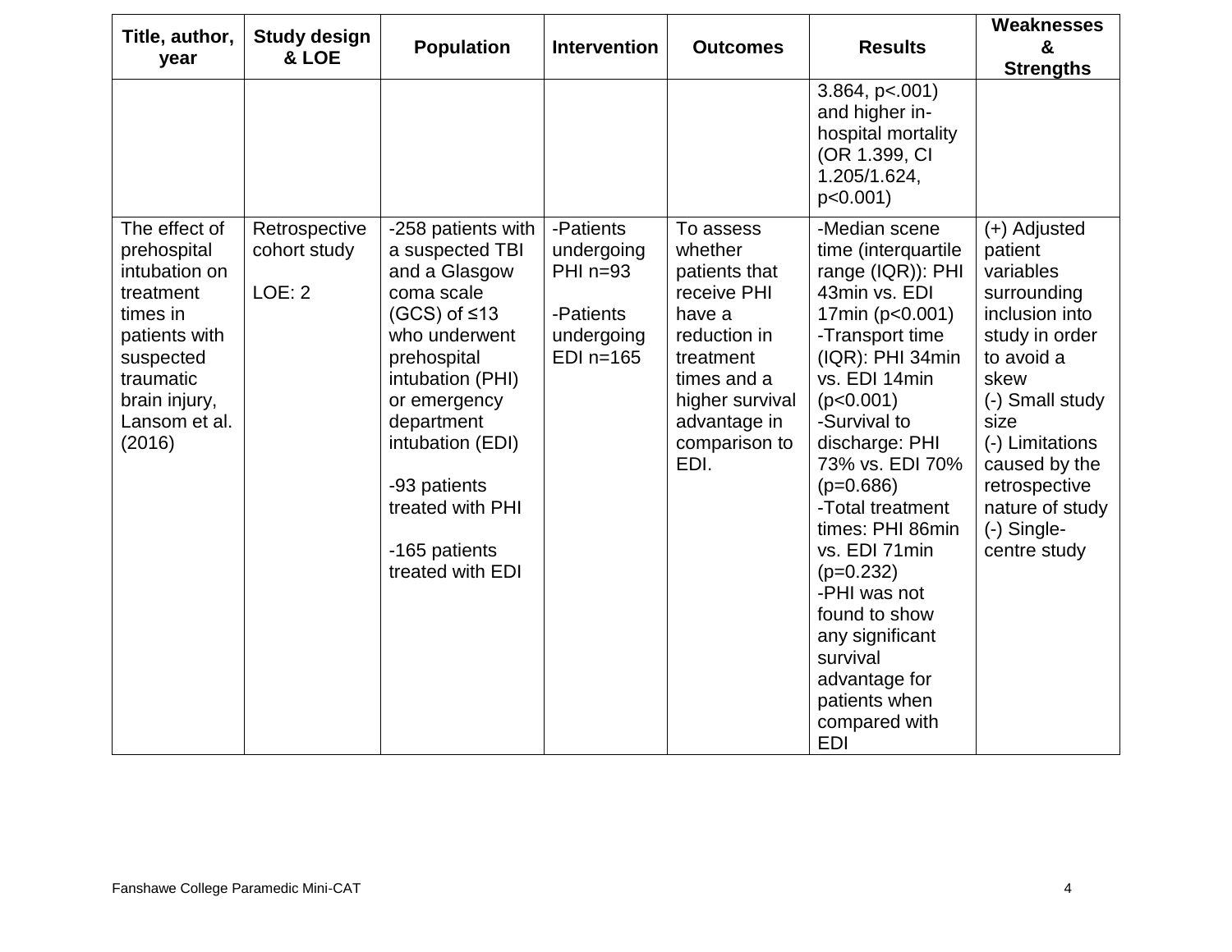| Title, author, year | Study design & LOE | Population | Intervention | Outcomes | Results | Weaknesses & Strengths |
|---|---|---|---|---|---|---|
| | | | | | 3.864, p<.001) and higher in-hospital mortality (OR 1.399, CI 1.205/1.624, p<0.001) | |
| The effect of prehospital intubation on treatment times in patients with suspected traumatic brain injury, Lansom et al. (2016) | Retrospective cohort study<br><br>LOE: 2 | -258 patients with a suspected TBI and a Glasgow coma scale (GCS) of ≤13 who underwent prehospital intubation (PHI) or emergency department intubation (EDI)<br><br>-93 patients treated with PHI<br><br>-165 patients treated with EDI | -Patients undergoing PHI n=93<br><br>-Patients undergoing EDI n=165 | To assess whether patients that receive PHI have a reduction in treatment times and a higher survival advantage in comparison to EDI. | -Median scene time (interquartile range (IQR)): PHI 43min vs. EDI 17min (p<0.001)<br>-Transport time (IQR): PHI 34min vs. EDI 14min (p<0.001)<br>-Survival to discharge: PHI 73% vs. EDI 70% (p=0.686)<br>-Total treatment times: PHI 86min vs. EDI 71min (p=0.232)<br>-PHI was not found to show any significant survival advantage for patients when compared with EDI | (+) Adjusted patient variables surrounding inclusion into study in order to avoid a skew<br>(-) Small study size<br>(-) Limitations caused by the retrospective nature of study<br>(-) Single-centre study |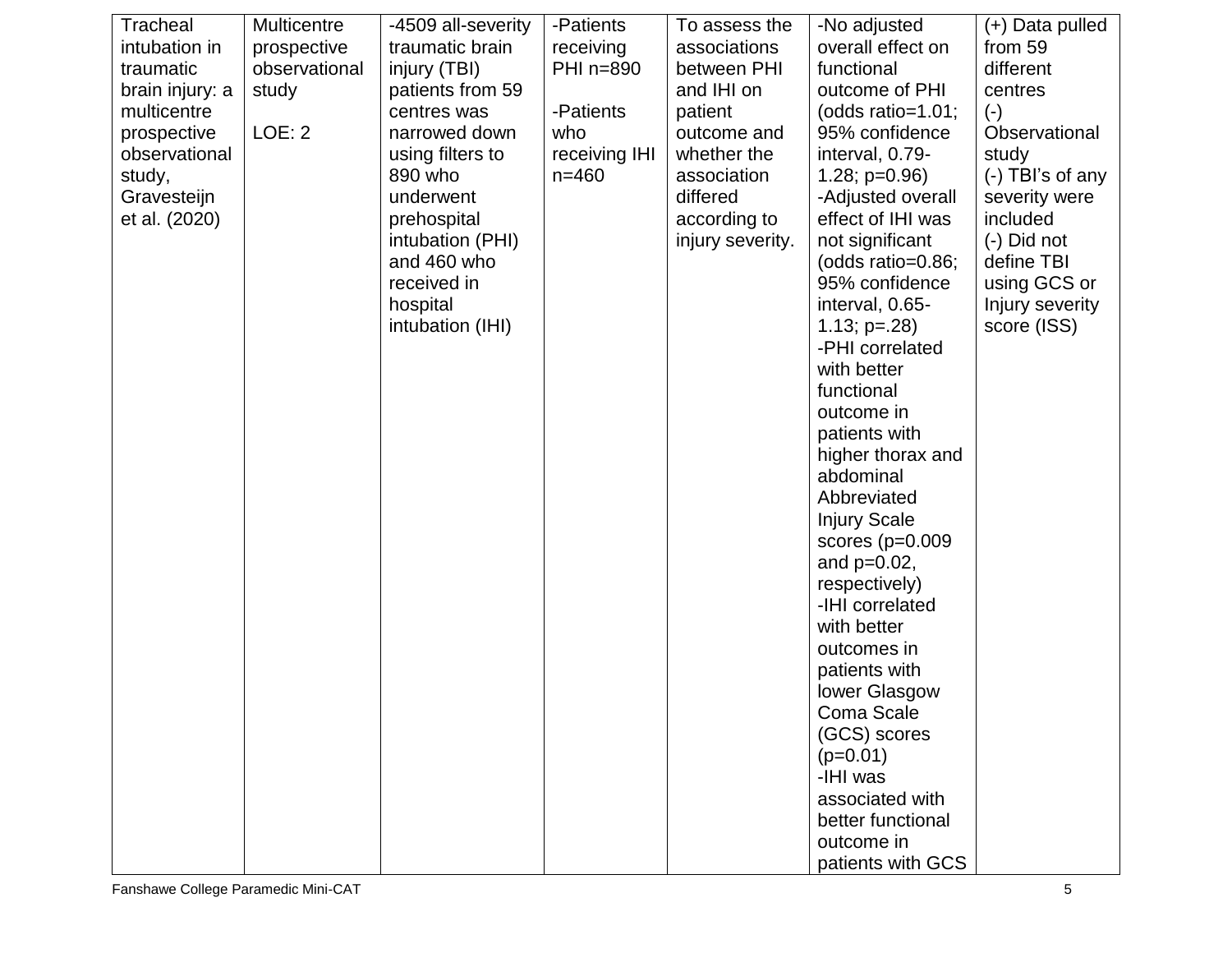| Tracheal intubation in traumatic brain injury: a multicentre prospective observational study, Gravesteijn et al. (2020) | Multicentre prospective observational study<br><br>LOE: 2 | -4509 all-severity traumatic brain injury (TBI) patients from 59 centres was narrowed down using filters to 890 who underwent prehospital intubation (PHI) and 460 who received in hospital intubation (IHI) | -Patients receiving PHI n=890<br><br>-Patients who receiving IHI n=460 | To assess the associations between PHI and IHI on patient outcome and whether the association differed according to injury severity. | -No adjusted overall effect on functional outcome of PHI (odds ratio=1.01; 95% confidence interval, 0.79-1.28; p=0.96)<br>-Adjusted overall effect of IHI was not significant (odds ratio=0.86; 95% confidence interval, 0.65-1.13; p=.28)<br>-PHI correlated with better functional outcome in patients with higher thorax and abdominal Abbreviated Injury Scale scores (p=0.009 and p=0.02, respectively)<br>-IHI correlated with better outcomes in patients with lower Glasgow Coma Scale (GCS) scores (p=0.01)<br>-IHI was associated with better functional outcome in patients with GCS | (+) Data pulled from 59 different centres<br>(-) Observational study<br>(-) TBI's of any severity were included<br>(-) Did not define TBI using GCS or Injury severity score (ISS) |
|---|---|---|---|---|---|---|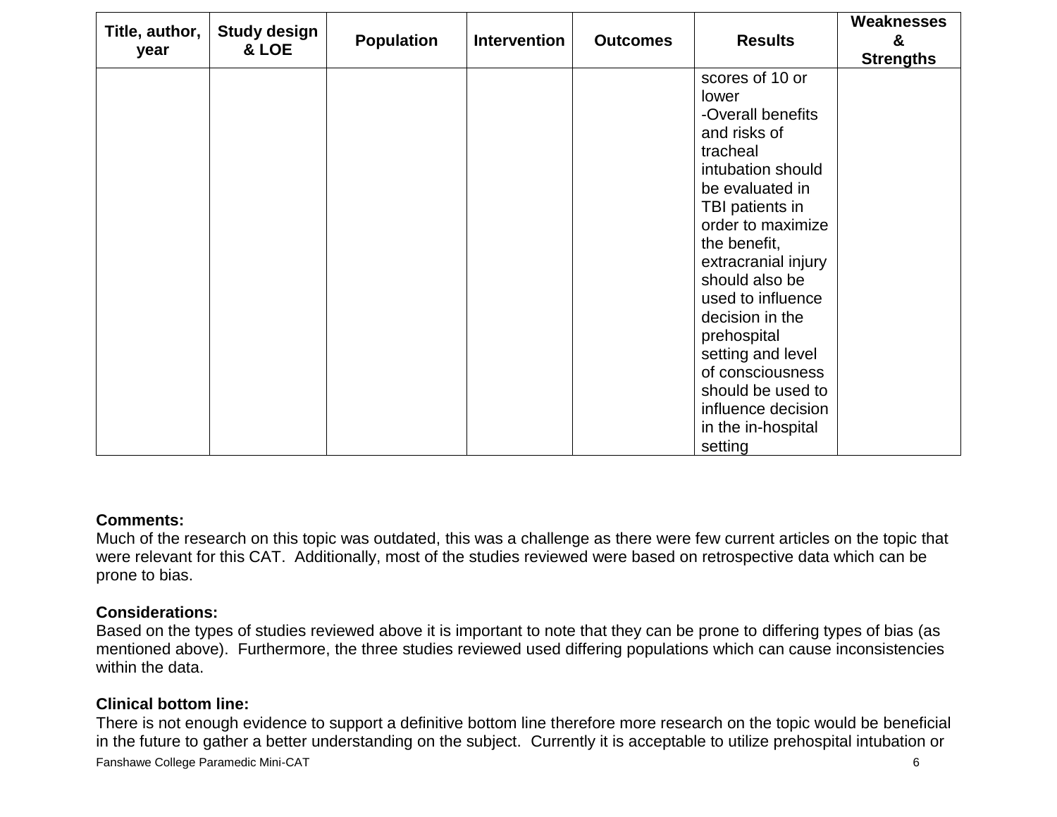| Title, author, year | Study design & LOE | Population | Intervention | Outcomes | Results | Weaknesses & Strengths |
|---|---|---|---|---|---|---|
| | | | | | scores of 10 or lower<br>-Overall benefits and risks of tracheal intubation should be evaluated in TBI patients in order to maximize the benefit, extracranial injury should also be used to influence decision in the prehospital setting and level of consciousness should be used to influence decision in the in-hospital setting | |

**Comments:**
Much of the research on this topic was outdated, this was a challenge as there were few current articles on the topic that were relevant for this CAT. Additionally, most of the studies reviewed were based on retrospective data which can be prone to bias.

**Considerations:**
Based on the types of studies reviewed above it is important to note that they can be prone to differing types of bias (as mentioned above). Furthermore, the three studies reviewed used differing populations which can cause inconsistencies within the data.

**Clinical bottom line:**
There is not enough evidence to support a definitive bottom line therefore more research on the topic would be beneficial in the future to gather a better understanding on the subject. Currently it is acceptable to utilize prehospital intubation or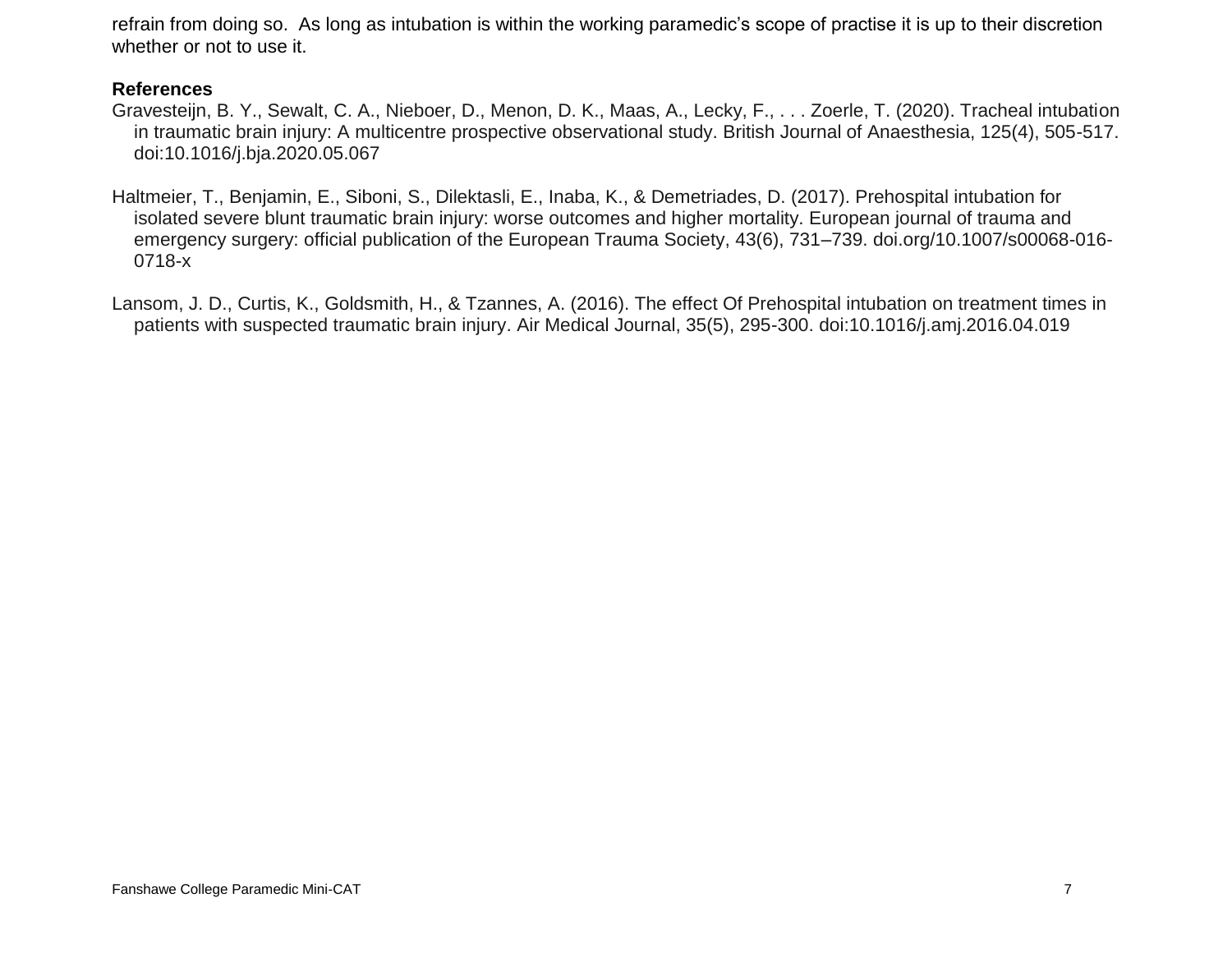refrain from doing so. As long as intubation is within the working paramedic's scope of practise it is up to their discretion whether or not to use it.

**References**

Gravesteijn, B. Y., Sewalt, C. A., Nieboer, D., Menon, D. K., Maas, A., Lecky, F., . . . Zoerle, T. (2020). Tracheal intubation in traumatic brain injury: A multicentre prospective observational study. British Journal of Anaesthesia, 125(4), 505-517. doi:10.1016/j.bja.2020.05.067

Haltmeier, T., Benjamin, E., Siboni, S., Dilektasli, E., Inaba, K., & Demetriades, D. (2017). Prehospital intubation for isolated severe blunt traumatic brain injury: worse outcomes and higher mortality. European journal of trauma and emergency surgery: official publication of the European Trauma Society, 43(6), 731–739. doi.org/10.1007/s00068-016-0718-x

Lansom, J. D., Curtis, K., Goldsmith, H., & Tzannes, A. (2016). The effect Of Prehospital intubation on treatment times in patients with suspected traumatic brain injury. Air Medical Journal, 35(5), 295-300. doi:10.1016/j.amj.2016.04.019